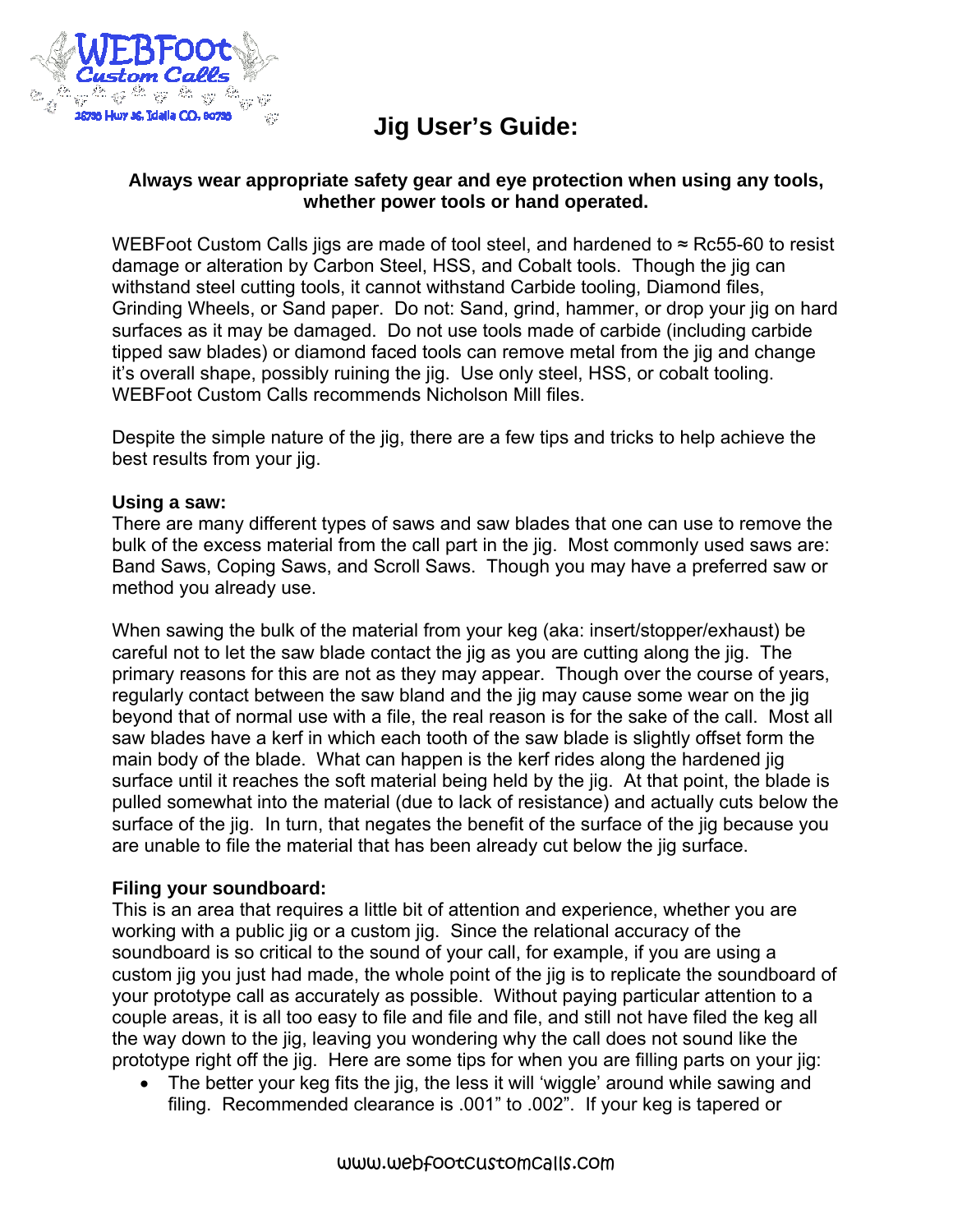# Jig User's Guide:

**Always wear appropriate safety gear and eye protection when using any tools, whether power tools or hand operated.**

WEBFoot Custom Calls jigs are made of tool steel, and hardened to ≈ Rc55-60 to resist damage or alteration by Carbon Steel, HSS, and Cobalt tools. Though the jig can withstand steel cutting tools, it cannot withstand Carbide tooling, Diamond files, Grinding Wheels, or Sand paper. Do not: Sand, grind, hammer, or drop your jig on hard surfaces as it may be damaged. Do not use tools made of carbide (including carbide tipped saw blades) or diamond faced tools can remove metal from the jig and change it's overall shape, possibly ruining the jig. Use only steel, HSS, or cobalt tooling. WEBFoot Custom Calls recommends Nicholson Mill files.

Despite the simple nature of the jig, there are a few tips and tricks to help achieve the best results from your jig.

**Using a saw:**
There are many different types of saws and saw blades that one can use to remove the bulk of the excess material from the call part in the jig. Most commonly used saws are: Band Saws, Coping Saws, and Scroll Saws. Though you may have a preferred saw or method you already use.

When sawing the bulk of the material from your keg (aka: insert/stopper/exhaust) be careful not to let the saw blade contact the jig as you are cutting along the jig. The primary reasons for this are not as they may appear. Though over the course of years, regularly contact between the saw bland and the jig may cause some wear on the jig beyond that of normal use with a file, the real reason is for the sake of the call. Most all saw blades have a kerf in which each tooth of the saw blade is slightly offset form the main body of the blade. What can happen is the kerf rides along the hardened jig surface until it reaches the soft material being held by the jig. At that point, the blade is pulled somewhat into the material (due to lack of resistance) and actually cuts below the surface of the jig. In turn, that negates the benefit of the surface of the jig because you are unable to file the material that has been already cut below the jig surface.

**Filing your soundboard:**
This is an area that requires a little bit of attention and experience, whether you are working with a public jig or a custom jig. Since the relational accuracy of the soundboard is so critical to the sound of your call, for example, if you are using a custom jig you just had made, the whole point of the jig is to replicate the soundboard of your prototype call as accurately as possible. Without paying particular attention to a couple areas, it is all too easy to file and file and file, and still not have filed the keg all the way down to the jig, leaving you wondering why the call does not sound like the prototype right off the jig. Here are some tips for when you are filling parts on your jig:

- The better your keg fits the jig, the less it will 'wiggle' around while sawing and filing. Recommended clearance is .001" to .002". If your keg is tapered or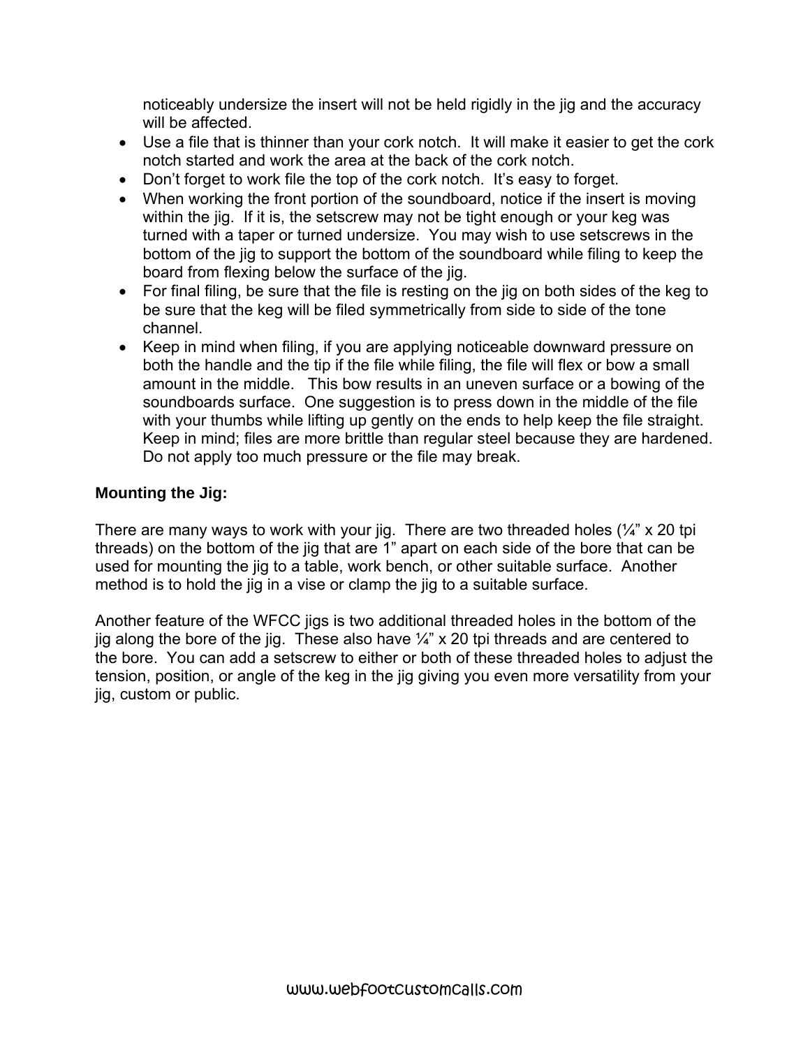noticeably undersize the insert will not be held rigidly in the jig and the accuracy will be affected.

- Use a file that is thinner than your cork notch. It will make it easier to get the cork notch started and work the area at the back of the cork notch.
- Don't forget to work file the top of the cork notch. It's easy to forget.
- When working the front portion of the soundboard, notice if the insert is moving within the jig. If it is, the setscrew may not be tight enough or your keg was turned with a taper or turned undersize. You may wish to use setscrews in the bottom of the jig to support the bottom of the soundboard while filing to keep the board from flexing below the surface of the jig.
- For final filing, be sure that the file is resting on the jig on both sides of the keg to be sure that the keg will be filed symmetrically from side to side of the tone channel.
- Keep in mind when filing, if you are applying noticeable downward pressure on both the handle and the tip if the file while filing, the file will flex or bow a small amount in the middle. This bow results in an uneven surface or a bowing of the soundboards surface. One suggestion is to press down in the middle of the file with your thumbs while lifting up gently on the ends to help keep the file straight. Keep in mind; files are more brittle than regular steel because they are hardened. Do not apply too much pressure or the file may break.

**Mounting the Jig:**

There are many ways to work with your jig. There are two threaded holes (¼" x 20 tpi threads) on the bottom of the jig that are 1" apart on each side of the bore that can be used for mounting the jig to a table, work bench, or other suitable surface. Another method is to hold the jig in a vise or clamp the jig to a suitable surface.

Another feature of the WFCC jigs is two additional threaded holes in the bottom of the jig along the bore of the jig. These also have ¼" x 20 tpi threads and are centered to the bore. You can add a setscrew to either or both of these threaded holes to adjust the tension, position, or angle of the keg in the jig giving you even more versatility from your jig, custom or public.

www.webfootcustomcalls.com